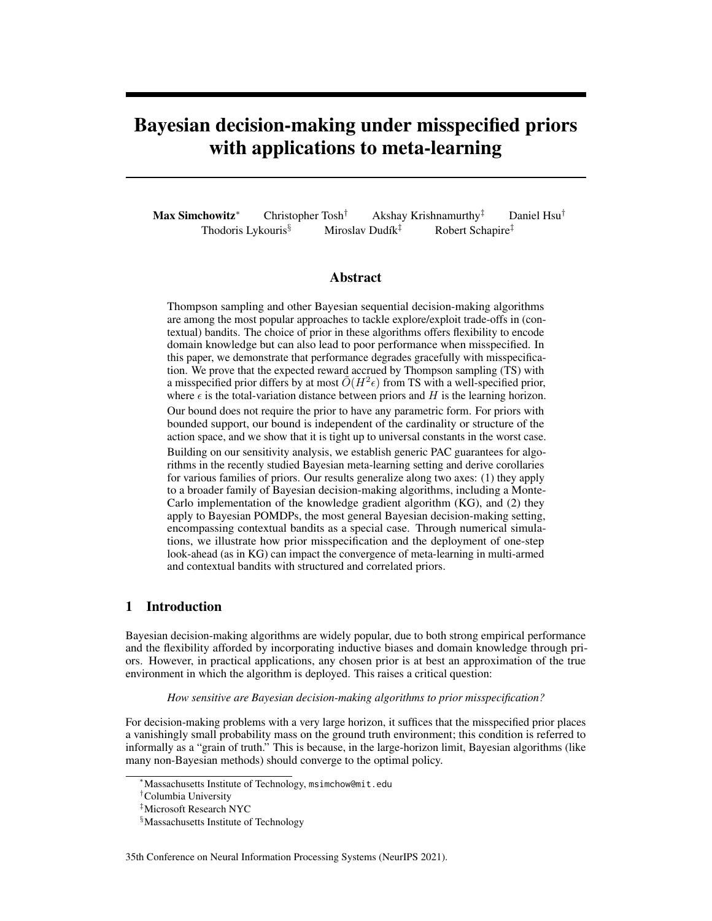# Bayesian decision-making under misspecified priors with applications to meta-learning

**Max Simchowitz**[*] Christopher Tosh[†] Akshay Krishnamurthy[‡] Daniel Hsu[†]
Thodoris Lykouris[§] Miroslav Dudík[‡] Robert Schapire[‡]

## Abstract

Thompson sampling and other Bayesian sequential decision-making algorithms are among the most popular approaches to tackle explore/exploit trade-offs in (contextual) bandits. The choice of prior in these algorithms offers flexibility to encode domain knowledge but can also lead to poor performance when misspecified. In this paper, we demonstrate that performance degrades gracefully with misspecification. We prove that the expected reward accrued by Thompson sampling (TS) with a misspecified prior differs by at most $\tilde{O}(H^2\epsilon)$ from TS with a well-specified prior, where $\epsilon$ is the total-variation distance between priors and $H$ is the learning horizon. Our bound does not require the prior to have any parametric form. For priors with bounded support, our bound is independent of the cardinality or structure of the action space, and we show that it is tight up to universal constants in the worst case. Building on our sensitivity analysis, we establish generic PAC guarantees for algorithms in the recently studied Bayesian meta-learning setting and derive corollaries for various families of priors. Our results generalize along two axes: (1) they apply to a broader family of Bayesian decision-making algorithms, including a Monte-Carlo implementation of the knowledge gradient algorithm (KG), and (2) they apply to Bayesian POMDPs, the most general Bayesian decision-making setting, encompassing contextual bandits as a special case. Through numerical simulations, we illustrate how prior misspecification and the deployment of one-step look-ahead (as in KG) can impact the convergence of meta-learning in multi-armed and contextual bandits with structured and correlated priors.

## 1 Introduction

Bayesian decision-making algorithms are widely popular, due to both strong empirical performance and the flexibility afforded by incorporating inductive biases and domain knowledge through priors. However, in practical applications, any chosen prior is at best an approximation of the true environment in which the algorithm is deployed. This raises a critical question:

*How sensitive are Bayesian decision-making algorithms to prior misspecification?*

For decision-making problems with a very large horizon, it suffices that the misspecified prior places a vanishingly small probability mass on the ground truth environment; this condition is referred to informally as a "grain of truth." This is because, in the large-horizon limit, Bayesian algorithms (like many non-Bayesian methods) should converge to the optimal policy.

[*] Massachusetts Institute of Technology, msimchow@mit.edu

[†] Columbia University

[‡] Microsoft Research NYC

[§] Massachusetts Institute of Technology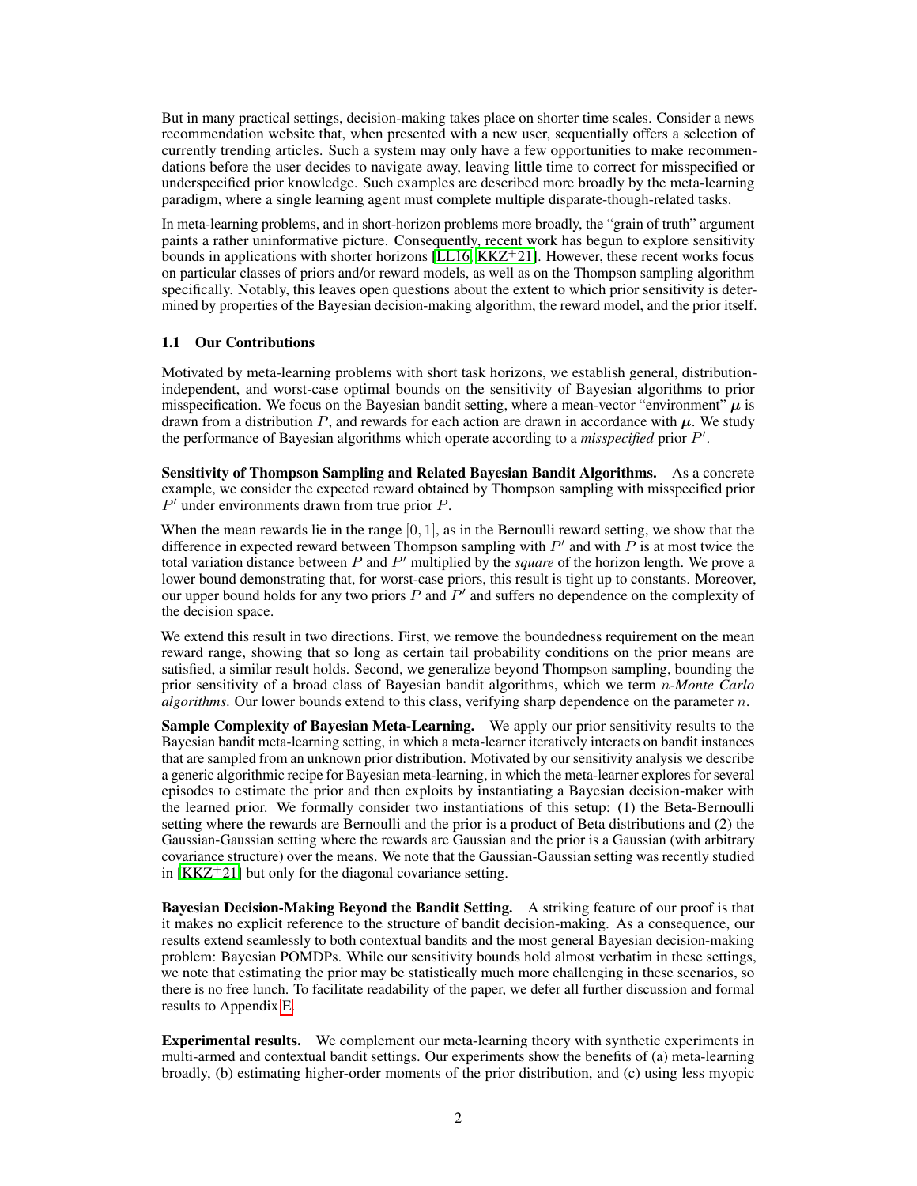But in many practical settings, decision-making takes place on shorter time scales. Consider a news recommendation website that, when presented with a new user, sequentially offers a selection of currently trending articles. Such a system may only have a few opportunities to make recommendations before the user decides to navigate away, leaving little time to correct for misspecified or underspecified prior knowledge. Such examples are described more broadly by the meta-learning paradigm, where a single learning agent must complete multiple disparate-though-related tasks.

In meta-learning problems, and in short-horizon problems more broadly, the "grain of truth" argument paints a rather uninformative picture. Consequently, recent work has begun to explore sensitivity bounds in applications with shorter horizons [LL16, KKZ+21]. However, these recent works focus on particular classes of priors and/or reward models, as well as on the Thompson sampling algorithm specifically. Notably, this leaves open questions about the extent to which prior sensitivity is determined by properties of the Bayesian decision-making algorithm, the reward model, and the prior itself.

### 1.1 Our Contributions

Motivated by meta-learning problems with short task horizons, we establish general, distribution-independent, and worst-case optimal bounds on the sensitivity of Bayesian algorithms to prior misspecification. We focus on the Bayesian bandit setting, where a mean-vector "environment" $\boldsymbol{\mu}$ is drawn from a distribution $P$, and rewards for each action are drawn in accordance with $\boldsymbol{\mu}$. We study the performance of Bayesian algorithms which operate according to a *misspecified* prior $P'$.

**Sensitivity of Thompson Sampling and Related Bayesian Bandit Algorithms.** As a concrete example, we consider the expected reward obtained by Thompson sampling with misspecified prior $P'$ under environments drawn from true prior $P$.

When the mean rewards lie in the range $[0, 1]$, as in the Bernoulli reward setting, we show that the difference in expected reward between Thompson sampling with $P'$ and with $P$ is at most twice the total variation distance between $P$ and $P'$ multiplied by the *square* of the horizon length. We prove a lower bound demonstrating that, for worst-case priors, this result is tight up to constants. Moreover, our upper bound holds for any two priors $P$ and $P'$ and suffers no dependence on the complexity of the decision space.

We extend this result in two directions. First, we remove the boundedness requirement on the mean reward range, showing that so long as certain tail probability conditions on the prior means are satisfied, a similar result holds. Second, we generalize beyond Thompson sampling, bounding the prior sensitivity of a broad class of Bayesian bandit algorithms, which we term *$n$-Monte Carlo algorithms*. Our lower bounds extend to this class, verifying sharp dependence on the parameter $n$.

**Sample Complexity of Bayesian Meta-Learning.** We apply our prior sensitivity results to the Bayesian bandit meta-learning setting, in which a meta-learner iteratively interacts on bandit instances that are sampled from an unknown prior distribution. Motivated by our sensitivity analysis we describe a generic algorithmic recipe for Bayesian meta-learning, in which the meta-learner explores for several episodes to estimate the prior and then exploits by instantiating a Bayesian decision-maker with the learned prior. We formally consider two instantiations of this setup: (1) the Beta-Bernoulli setting where the rewards are Bernoulli and the prior is a product of Beta distributions and (2) the Gaussian-Gaussian setting where the rewards are Gaussian and the prior is a Gaussian (with arbitrary covariance structure) over the means. We note that the Gaussian-Gaussian setting was recently studied in [KKZ+21] but only for the diagonal covariance setting.

**Bayesian Decision-Making Beyond the Bandit Setting.** A striking feature of our proof is that it makes no explicit reference to the structure of bandit decision-making. As a consequence, our results extend seamlessly to both contextual bandits and the most general Bayesian decision-making problem: Bayesian POMDPs. While our sensitivity bounds hold almost verbatim in these settings, we note that estimating the prior may be statistically much more challenging in these scenarios, so there is no free lunch. To facilitate readability of the paper, we defer all further discussion and formal results to Appendix E.

**Experimental results.** We complement our meta-learning theory with synthetic experiments in multi-armed and contextual bandit settings. Our experiments show the benefits of (a) meta-learning broadly, (b) estimating higher-order moments of the prior distribution, and (c) using less myopic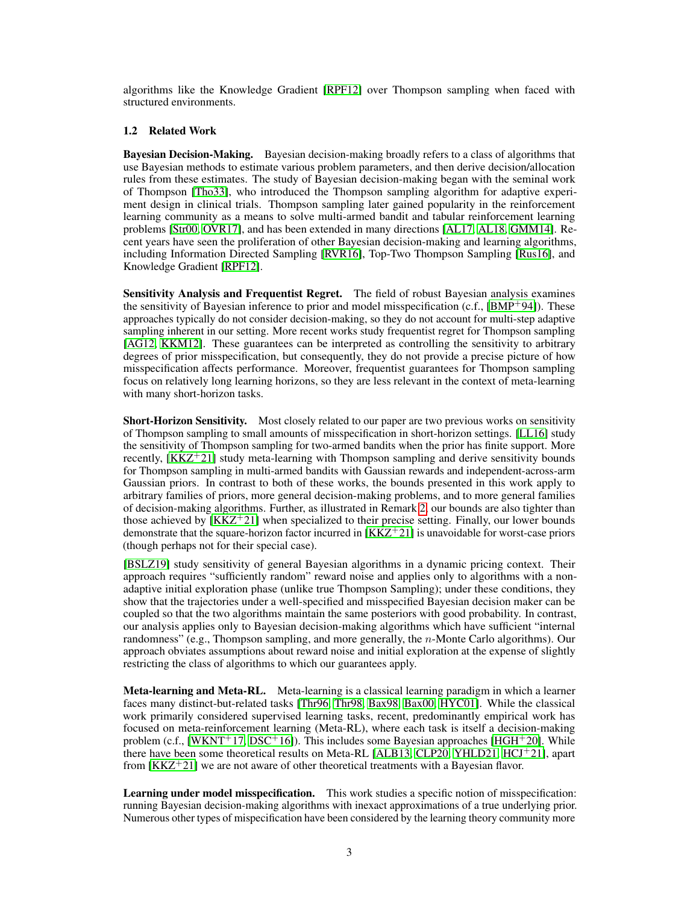algorithms like the Knowledge Gradient [RPF12] over Thompson sampling when faced with structured environments.

### 1.2 Related Work

**Bayesian Decision-Making.** Bayesian decision-making broadly refers to a class of algorithms that use Bayesian methods to estimate various problem parameters, and then derive decision/allocation rules from these estimates. The study of Bayesian decision-making began with the seminal work of Thompson [Tho33], who introduced the Thompson sampling algorithm for adaptive experiment design in clinical trials. Thompson sampling later gained popularity in the reinforcement learning community as a means to solve multi-armed bandit and tabular reinforcement learning problems [Str00, OVR17], and has been extended in many directions [AL17, AL18, GMM14]. Recent years have seen the proliferation of other Bayesian decision-making and learning algorithms, including Information Directed Sampling [RVR16], Top-Two Thompson Sampling [Rus16], and Knowledge Gradient [RPF12].

**Sensitivity Analysis and Frequentist Regret.** The field of robust Bayesian analysis examines the sensitivity of Bayesian inference to prior and model misspecification (c.f., [BMP$^+$94]). These approaches typically do not consider decision-making, so they do not account for multi-step adaptive sampling inherent in our setting. More recent works study frequentist regret for Thompson sampling [AG12, KKM12]. These guarantees can be interpreted as controlling the sensitivity to arbitrary degrees of prior misspecification, but consequently, they do not provide a precise picture of how misspecification affects performance. Moreover, frequentist guarantees for Thompson sampling focus on relatively long learning horizons, so they are less relevant in the context of meta-learning with many short-horizon tasks.

**Short-Horizon Sensitivity.** Most closely related to our paper are two previous works on sensitivity of Thompson sampling to small amounts of misspecification in short-horizon settings. [LL16] study the sensitivity of Thompson sampling for two-armed bandits when the prior has finite support. More recently, [KKZ$^+$21] study meta-learning with Thompson sampling and derive sensitivity bounds for Thompson sampling in multi-armed bandits with Gaussian rewards and independent-across-arm Gaussian priors. In contrast to both of these works, the bounds presented in this work apply to arbitrary families of priors, more general decision-making problems, and to more general families of decision-making algorithms. Further, as illustrated in Remark 2, our bounds are also tighter than those achieved by [KKZ$^+$21] when specialized to their precise setting. Finally, our lower bounds demonstrate that the square-horizon factor incurred in [KKZ$^+$21] is unavoidable for worst-case priors (though perhaps not for their special case).

[BSLZ19] study sensitivity of general Bayesian algorithms in a dynamic pricing context. Their approach requires "sufficiently random" reward noise and applies only to algorithms with a non-adaptive initial exploration phase (unlike true Thompson Sampling); under these conditions, they show that the trajectories under a well-specified and misspecified Bayesian decision maker can be coupled so that the two algorithms maintain the same posteriors with good probability. In contrast, our analysis applies only to Bayesian decision-making algorithms which have sufficient "internal randomness" (e.g., Thompson sampling, and more generally, the $n$-Monte Carlo algorithms). Our approach obviates assumptions about reward noise and initial exploration at the expense of slightly restricting the class of algorithms to which our guarantees apply.

**Meta-learning and Meta-RL.** Meta-learning is a classical learning paradigm in which a learner faces many distinct-but-related tasks [Thr96, Thr98, Bax98, Bax00, HYC01]. While the classical work primarily considered supervised learning tasks, recent, predominantly empirical work has focused on meta-reinforcement learning (Meta-RL), where each task is itself a decision-making problem (c.f., [WKNT$^+$17, DSC$^+$16]). This includes some Bayesian approaches [HGH$^+$20]. While there have been some theoretical results on Meta-RL [ALB13, CLP20, YHLD21, HCJ$^+$21], apart from [KKZ$^+$21] we are not aware of other theoretical treatments with a Bayesian flavor.

**Learning under model misspecification.** This work studies a specific notion of misspecification: running Bayesian decision-making algorithms with inexact approximations of a true underlying prior. Numerous other types of mispecification have been considered by the learning theory community more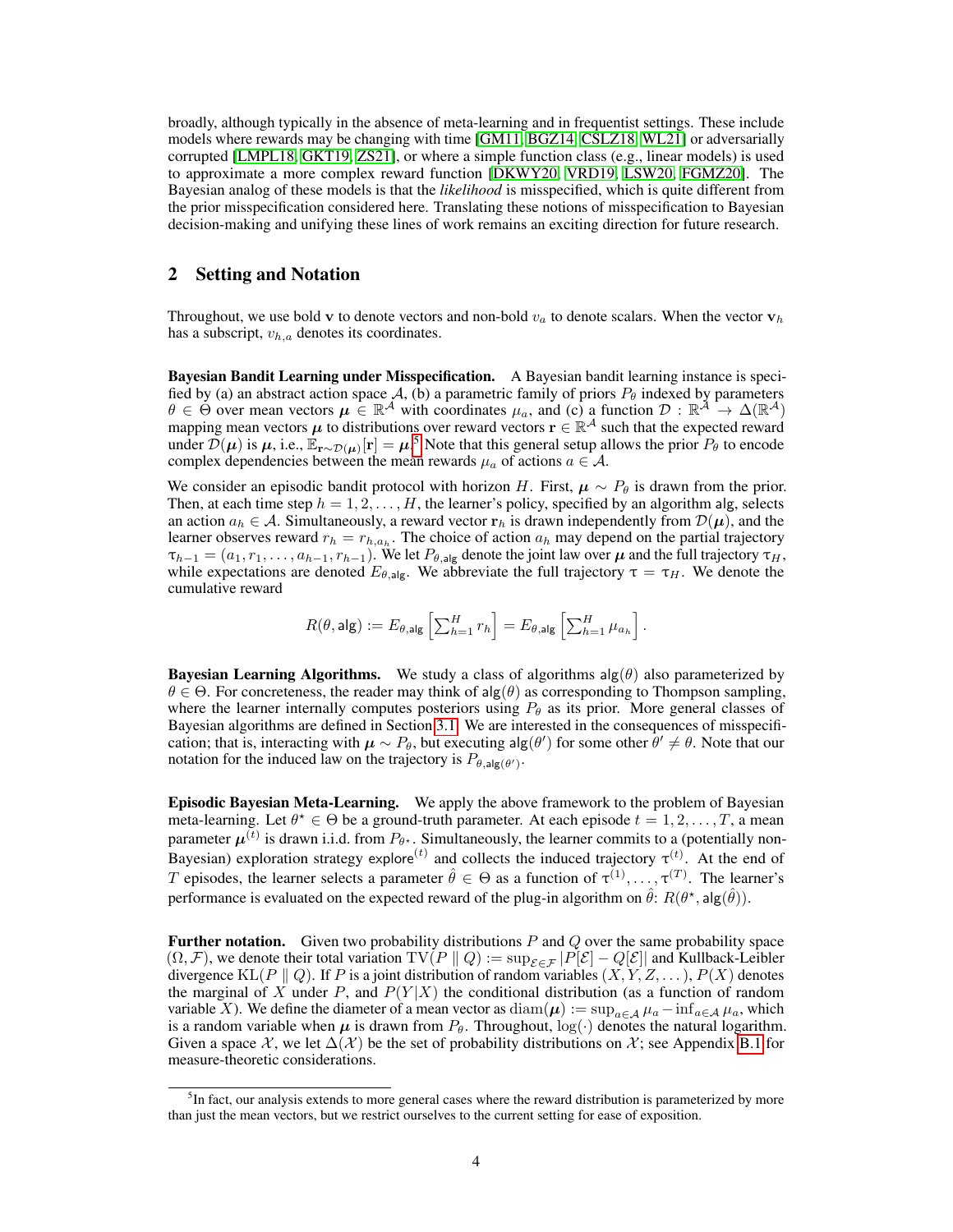broadly, although typically in the absence of meta-learning and in frequentist settings. These include models where rewards may be changing with time [GM11, BGZ14, CSLZ18, WL21] or adversarially corrupted [LMPL18, GKT19, ZS21], or where a simple function class (e.g., linear models) is used to approximate a more complex reward function [DKWY20, VRD19, LSW20, FGMZ20]. The Bayesian analog of these models is that the *likelihood* is misspecified, which is quite different from the prior misspecification considered here. Translating these notions of misspecification to Bayesian decision-making and unifying these lines of work remains an exciting direction for future research.

## 2 Setting and Notation

Throughout, we use bold $\mathbf{v}$ to denote vectors and non-bold $v_a$ to denote scalars. When the vector $\mathbf{v}_h$ has a subscript, $v_{h,a}$ denotes its coordinates.

**Bayesian Bandit Learning under Misspecification.** A Bayesian bandit learning instance is specified by (a) an abstract action space $\mathcal{A}$, (b) a parametric family of priors $P_\theta$ indexed by parameters $\theta \in \Theta$ over mean vectors $\boldsymbol{\mu} \in \mathbb{R}^{\mathcal{A}}$ with coordinates $\mu_a$, and (c) a function $\mathcal{D} : \mathbb{R}^{\mathcal{A}} \to \Delta(\mathbb{R}^{\mathcal{A}})$ mapping mean vectors $\boldsymbol{\mu}$ to distributions over reward vectors $\mathbf{r} \in \mathbb{R}^{\mathcal{A}}$ such that the expected reward under $\mathcal{D}(\boldsymbol{\mu})$ is $\boldsymbol{\mu}$, i.e., $\mathbb{E}_{\mathbf{r}\sim\mathcal{D}(\boldsymbol{\mu})}[\mathbf{r}] = \boldsymbol{\mu}$.[5] Note that this general setup allows the prior $P_\theta$ to encode complex dependencies between the mean rewards $\mu_a$ of actions $a \in \mathcal{A}$.

We consider an episodic bandit protocol with horizon $H$. First, $\boldsymbol{\mu} \sim P_\theta$ is drawn from the prior. Then, at each time step $h = 1, 2, \dots, H$, the learner's policy, specified by an algorithm $\mathsf{alg}$, selects an action $a_h \in \mathcal{A}$. Simultaneously, a reward vector $\mathbf{r}_h$ is drawn independently from $\mathcal{D}(\boldsymbol{\mu})$, and the learner observes reward $r_h = r_{h,a_h}$. The choice of action $a_h$ may depend on the partial trajectory $\tau_{h-1} = (a_1, r_1, \dots, a_{h-1}, r_{h-1})$. We let $P_{\theta,\mathsf{alg}}$ denote the joint law over $\boldsymbol{\mu}$ and the full trajectory $\tau_H$, while expectations are denoted $E_{\theta,\mathsf{alg}}$. We abbreviate the full trajectory $\tau = \tau_H$. We denote the cumulative reward

$$R(\theta, \mathsf{alg}) := E_{\theta,\mathsf{alg}}\left[\sum_{h=1}^{H} r_h\right] = E_{\theta,\mathsf{alg}}\left[\sum_{h=1}^{H} \mu_{a_h}\right].$$

**Bayesian Learning Algorithms.** We study a class of algorithms $\mathsf{alg}(\theta)$ also parameterized by $\theta \in \Theta$. For concreteness, the reader may think of $\mathsf{alg}(\theta)$ as corresponding to Thompson sampling, where the learner internally computes posteriors using $P_\theta$ as its prior. More general classes of Bayesian algorithms are defined in Section 3.1. We are interested in the consequences of misspecification; that is, interacting with $\boldsymbol{\mu} \sim P_\theta$, but executing $\mathsf{alg}(\theta')$ for some other $\theta' \neq \theta$. Note that our notation for the induced law on the trajectory is $P_{\theta,\mathsf{alg}(\theta')}$.

**Episodic Bayesian Meta-Learning.** We apply the above framework to the problem of Bayesian meta-learning. Let $\theta^\star \in \Theta$ be a ground-truth parameter. At each episode $t = 1, 2, \dots, T$, a mean parameter $\boldsymbol{\mu}^{(t)}$ is drawn i.i.d. from $P_{\theta^\star}$. Simultaneously, the learner commits to a (potentially non-Bayesian) exploration strategy $\mathsf{explore}^{(t)}$ and collects the induced trajectory $\tau^{(t)}$. At the end of $T$ episodes, the learner selects a parameter $\hat{\theta} \in \Theta$ as a function of $\tau^{(1)}, \dots, \tau^{(T)}$. The learner's performance is evaluated on the expected reward of the plug-in algorithm on $\hat{\theta}$: $R(\theta^\star, \mathsf{alg}(\hat{\theta}))$.

**Further notation.** Given two probability distributions $P$ and $Q$ over the same probability space $(\Omega, \mathcal{F})$, we denote their total variation $\mathrm{TV}(P \parallel Q) := \sup_{\mathcal{E}\in\mathcal{F}} |P[\mathcal{E}] - Q[\mathcal{E}]|$ and Kullback-Leibler divergence $\mathrm{KL}(P \parallel Q)$. If $P$ is a joint distribution of random variables $(X, Y, Z, \dots)$, $P(X)$ denotes the marginal of $X$ under $P$, and $P(Y|X)$ the conditional distribution (as a function of random variable $X$). We define the diameter of a mean vector as $\mathrm{diam}(\boldsymbol{\mu}) := \sup_{a\in\mathcal{A}} \mu_a - \inf_{a\in\mathcal{A}} \mu_a$, which is a random variable when $\boldsymbol{\mu}$ is drawn from $P_\theta$. Throughout, $\log(\cdot)$ denotes the natural logarithm. Given a space $\mathcal{X}$, we let $\Delta(\mathcal{X})$ be the set of probability distributions on $\mathcal{X}$; see Appendix B.1 for measure-theoretic considerations.

[5] In fact, our analysis extends to more general cases where the reward distribution is parameterized by more than just the mean vectors, but we restrict ourselves to the current setting for ease of exposition.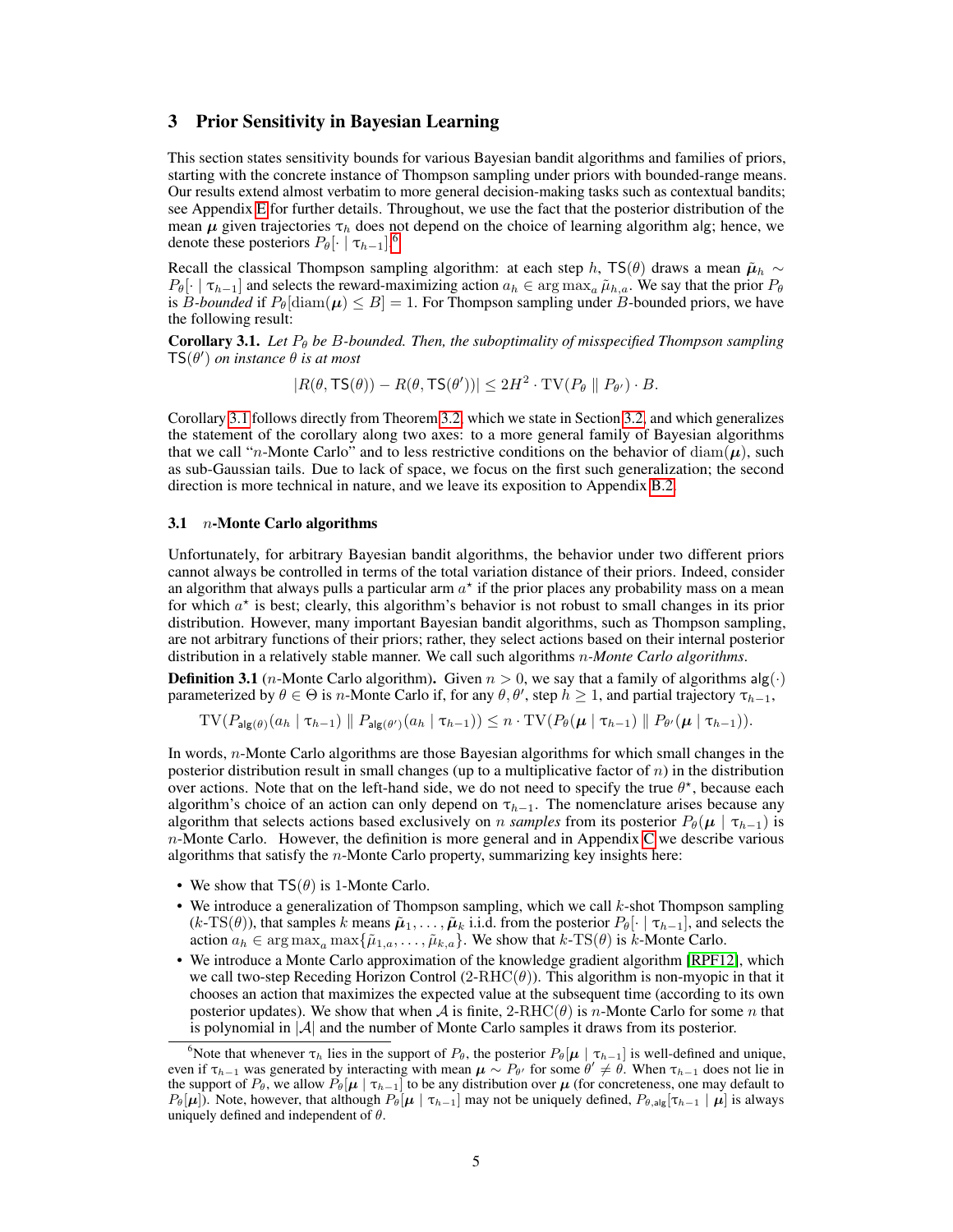## 3 Prior Sensitivity in Bayesian Learning

This section states sensitivity bounds for various Bayesian bandit algorithms and families of priors, starting with the concrete instance of Thompson sampling under priors with bounded-range means. Our results extend almost verbatim to more general decision-making tasks such as contextual bandits; see Appendix E for further details. Throughout, we use the fact that the posterior distribution of the mean $\boldsymbol{\mu}$ given trajectories $\tau_h$ does not depend on the choice of learning algorithm alg; hence, we denote these posteriors $P_\theta[\cdot \mid \tau_{h-1}]$.[6]

Recall the classical Thompson sampling algorithm: at each step $h$, $\mathsf{TS}(\theta)$ draws a mean $\tilde{\boldsymbol{\mu}}_h \sim P_\theta[\cdot \mid \tau_{h-1}]$ and selects the reward-maximizing action $a_h \in \arg\max_a \tilde{\mu}_{h,a}$. We say that the prior $P_\theta$ is *$B$-bounded* if $P_\theta[\operatorname{diam}(\boldsymbol{\mu}) \le B] = 1$. For Thompson sampling under $B$-bounded priors, we have the following result:

**Corollary 3.1.** *Let $P_\theta$ be $B$-bounded. Then, the suboptimality of misspecified Thompson sampling $\mathsf{TS}(\theta')$ on instance $\theta$ is at most*

$$|R(\theta, \mathsf{TS}(\theta)) - R(\theta, \mathsf{TS}(\theta'))| \le 2H^2 \cdot \mathrm{TV}(P_\theta \parallel P_{\theta'}) \cdot B.$$

Corollary 3.1 follows directly from Theorem 3.2, which we state in Section 3.2, and which generalizes the statement of the corollary along two axes: to a more general family of Bayesian algorithms that we call "$n$-Monte Carlo" and to less restrictive conditions on the behavior of $\operatorname{diam}(\boldsymbol{\mu})$, such as sub-Gaussian tails. Due to lack of space, we focus on the first such generalization; the second direction is more technical in nature, and we leave its exposition to Appendix B.2.

### 3.1 $n$-Monte Carlo algorithms

Unfortunately, for arbitrary Bayesian bandit algorithms, the behavior under two different priors cannot always be controlled in terms of the total variation distance of their priors. Indeed, consider an algorithm that always pulls a particular arm $a^\star$ if the prior places any probability mass on a mean for which $a^\star$ is best; clearly, this algorithm's behavior is not robust to small changes in its prior distribution. However, many important Bayesian bandit algorithms, such as Thompson sampling, are not arbitrary functions of their priors; rather, they select actions based on their internal posterior distribution in a relatively stable manner. We call such algorithms *$n$-Monte Carlo algorithms*.

**Definition 3.1** ($n$-Monte Carlo algorithm)**.** Given $n > 0$, we say that a family of algorithms $\mathsf{alg}(\cdot)$ parameterized by $\theta \in \Theta$ is $n$-Monte Carlo if, for any $\theta, \theta'$, step $h \ge 1$, and partial trajectory $\tau_{h-1}$,

$$\mathrm{TV}(P_{\mathsf{alg}(\theta)}(a_h \mid \tau_{h-1}) \parallel P_{\mathsf{alg}(\theta')}(a_h \mid \tau_{h-1})) \le n \cdot \mathrm{TV}(P_\theta(\boldsymbol{\mu} \mid \tau_{h-1}) \parallel P_{\theta'}(\boldsymbol{\mu} \mid \tau_{h-1})).$$

In words, $n$-Monte Carlo algorithms are those Bayesian algorithms for which small changes in the posterior distribution result in small changes (up to a multiplicative factor of $n$) in the distribution over actions. Note that on the left-hand side, we do not need to specify the true $\theta^\star$, because each algorithm's choice of an action can only depend on $\tau_{h-1}$. The nomenclature arises because any algorithm that selects actions based exclusively on $n$ *samples* from its posterior $P_\theta(\boldsymbol{\mu} \mid \tau_{h-1})$ is $n$-Monte Carlo. However, the definition is more general and in Appendix C we describe various algorithms that satisfy the $n$-Monte Carlo property, summarizing key insights here:

- We show that $\mathsf{TS}(\theta)$ is 1-Monte Carlo.
- We introduce a generalization of Thompson sampling, which we call $k$-shot Thompson sampling ($k$-TS($\theta$)), that samples $k$ means $\tilde{\boldsymbol{\mu}}_1, \dots, \tilde{\boldsymbol{\mu}}_k$ i.i.d. from the posterior $P_\theta[\cdot \mid \tau_{h-1}]$, and selects the action $a_h \in \arg\max_a \max\{\tilde{\mu}_{1,a}, \dots, \tilde{\mu}_{k,a}\}$. We show that $k$-TS($\theta$) is $k$-Monte Carlo.
- We introduce a Monte Carlo approximation of the knowledge gradient algorithm [RPF12], which we call two-step Receding Horizon Control (2-RHC($\theta$)). This algorithm is non-myopic in that it chooses an action that maximizes the expected value at the subsequent time (according to its own posterior updates). We show that when $\mathcal{A}$ is finite, 2-RHC($\theta$) is $n$-Monte Carlo for some $n$ that is polynomial in $|\mathcal{A}|$ and the number of Monte Carlo samples it draws from its posterior.

[6] Note that whenever $\tau_h$ lies in the support of $P_\theta$, the posterior $P_\theta[\boldsymbol{\mu} \mid \tau_{h-1}]$ is well-defined and unique, even if $\tau_{h-1}$ was generated by interacting with mean $\boldsymbol{\mu} \sim P_{\theta'}$ for some $\theta' \neq \theta$. When $\tau_{h-1}$ does not lie in the support of $P_\theta$, we allow $P_\theta[\boldsymbol{\mu} \mid \tau_{h-1}]$ to be any distribution over $\boldsymbol{\mu}$ (for concreteness, one may default to $P_\theta[\boldsymbol{\mu}]$). Note, however, that although $P_\theta[\boldsymbol{\mu} \mid \tau_{h-1}]$ may not be uniquely defined, $P_{\theta,\mathsf{alg}}[\tau_{h-1} \mid \boldsymbol{\mu}]$ is always uniquely defined and independent of $\theta$.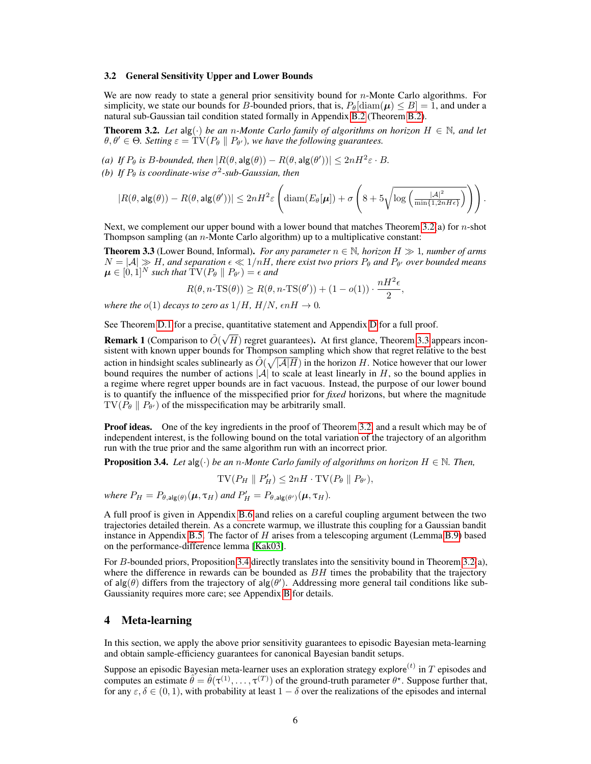### 3.2 General Sensitivity Upper and Lower Bounds

We are now ready to state a general prior sensitivity bound for $n$-Monte Carlo algorithms. For simplicity, we state our bounds for $B$-bounded priors, that is, $P_\theta[\mathrm{diam}(\boldsymbol{\mu}) \le B] = 1$, and under a natural sub-Gaussian tail condition stated formally in Appendix B.2 (Theorem B.2).

**Theorem 3.2.** *Let $\mathsf{alg}(\cdot)$ be an $n$-Monte Carlo family of algorithms on horizon $H \in \mathbb{N}$, and let $\theta, \theta' \in \Theta$. Setting $\varepsilon = \mathrm{TV}(P_\theta \parallel P_{\theta'})$, we have the following guarantees.*

*(a) If $P_\theta$ is $B$-bounded, then $|R(\theta, \mathsf{alg}(\theta)) - R(\theta, \mathsf{alg}(\theta'))| \le 2nH^2\varepsilon \cdot B$.*

*(b) If $P_\theta$ is coordinate-wise $\sigma^2$-sub-Gaussian, then*

$$|R(\theta, \mathsf{alg}(\theta)) - R(\theta, \mathsf{alg}(\theta'))| \le 2nH^2\varepsilon \left( \mathrm{diam}(E_\theta[\boldsymbol{\mu}]) + \sigma \left( 8 + 5\sqrt{\log\left(\frac{|\mathcal{A}|^2}{\min\{1, 2nH\epsilon\}}\right)} \right) \right).$$

Next, we complement our upper bound with a lower bound that matches Theorem 3.2(a) for $n$-shot Thompson sampling (an $n$-Monte Carlo algorithm) up to a multiplicative constant:

**Theorem 3.3** (Lower Bound, Informal)**.** *For any parameter $n \in \mathbb{N}$, horizon $H \gg 1$, number of arms $N = |\mathcal{A}| \gg H$, and separation $\epsilon \ll 1/nH$, there exist two priors $P_\theta$ and $P_{\theta'}$ over bounded means $\boldsymbol{\mu} \in [0,1]^N$ such that $\mathrm{TV}(P_\theta \parallel P_{\theta'}) = \epsilon$ and*

$$R(\theta, n\text{-TS}(\theta)) \ge R(\theta, n\text{-TS}(\theta')) + (1 - o(1)) \cdot \frac{nH^2\epsilon}{2},$$

*where the $o(1)$ decays to zero as $1/H$, $H/N$, $\epsilon nH \to 0$.*

See Theorem D.1 for a precise, quantitative statement and Appendix D for a full proof.

**Remark 1** (Comparison to $\tilde{O}(\sqrt{H})$ regret guarantees)**.** At first glance, Theorem 3.3 appears inconsistent with known upper bounds for Thompson sampling which show that regret relative to the best action in hindsight scales sublinearly as $\tilde{O}(\sqrt{|\mathcal{A}|H})$ in the horizon $H$. Notice however that our lower bound requires the number of actions $|\mathcal{A}|$ to scale at least linearly in $H$, so the bound applies in a regime where regret upper bounds are in fact vacuous. Instead, the purpose of our lower bound is to quantify the influence of the misspecified prior for *fixed* horizons, but where the magnitude $\mathrm{TV}(P_\theta \parallel P_{\theta'})$ of the misspecification may be arbitrarily small.

**Proof ideas.** One of the key ingredients in the proof of Theorem 3.2, and a result which may be of independent interest, is the following bound on the total variation of the trajectory of an algorithm run with the true prior and the same algorithm run with an incorrect prior.

**Proposition 3.4.** *Let $\mathsf{alg}(\cdot)$ be an $n$-Monte Carlo family of algorithms on horizon $H \in \mathbb{N}$. Then,*

$$\mathrm{TV}(P_H \parallel P'_H) \le 2nH \cdot \mathrm{TV}(P_\theta \parallel P_{\theta'}),$$

*where $P_H = P_{\theta, \mathsf{alg}(\theta)}(\boldsymbol{\mu}, \tau_H)$ and $P'_H = P_{\theta, \mathsf{alg}(\theta')}(\boldsymbol{\mu}, \tau_H)$.*

A full proof is given in Appendix B.6 and relies on a careful coupling argument between the two trajectories detailed therein. As a concrete warmup, we illustrate this coupling for a Gaussian bandit instance in Appendix B.5. The factor of $H$ arises from a telescoping argument (Lemma B.9) based on the performance-difference lemma [Kak03].

For $B$-bounded priors, Proposition 3.4 directly translates into the sensitivity bound in Theorem 3.2(a), where the difference in rewards can be bounded as $BH$ times the probability that the trajectory of $\mathsf{alg}(\theta)$ differs from the trajectory of $\mathsf{alg}(\theta')$. Addressing more general tail conditions like sub-Gaussianity requires more care; see Appendix B for details.

## 4 Meta-learning

In this section, we apply the above prior sensitivity guarantees to episodic Bayesian meta-learning and obtain sample-efficiency guarantees for canonical Bayesian bandit setups.

Suppose an episodic Bayesian meta-learner uses an exploration strategy $\mathsf{explore}^{(t)}$ in $T$ episodes and computes an estimate $\hat{\theta} = \hat{\theta}(\tau^{(1)}, \ldots, \tau^{(T)})$ of the ground-truth parameter $\theta^\star$. Suppose further that, for any $\varepsilon, \delta \in (0,1)$, with probability at least $1 - \delta$ over the realizations of the episodes and internal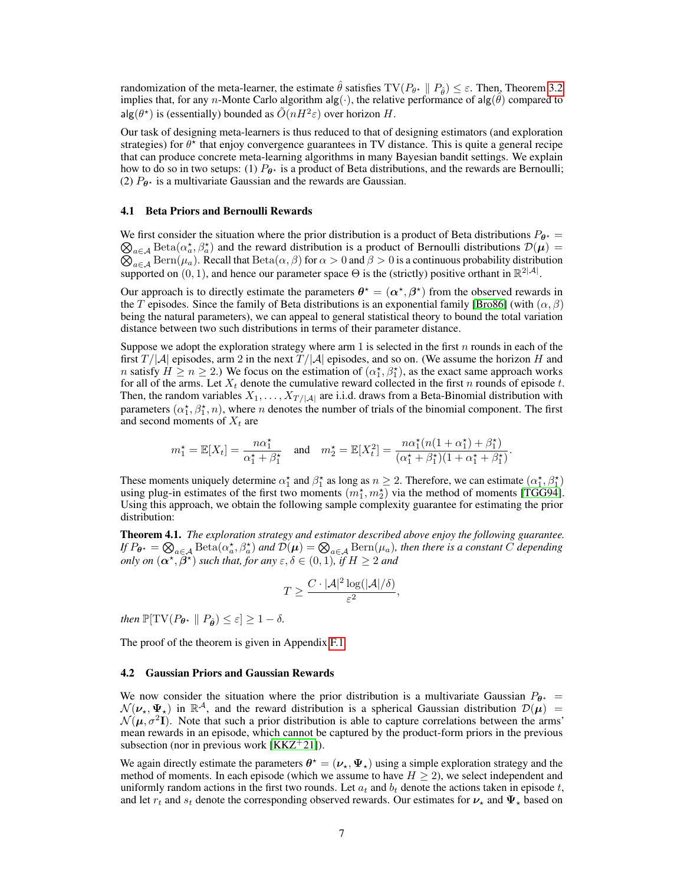randomization of the meta-learner, the estimate $\hat{\theta}$ satisfies $\mathrm{TV}(P_{\theta^\star} \parallel P_{\hat{\theta}}) \leq \varepsilon$. Then, Theorem 3.2 implies that, for any $n$-Monte Carlo algorithm $\mathsf{alg}(\cdot)$, the relative performance of $\mathsf{alg}(\hat{\theta})$ compared to $\mathsf{alg}(\theta^\star)$ is (essentially) bounded as $\tilde{O}(nH^2\varepsilon)$ over horizon $H$.

Our task of designing meta-learners is thus reduced to that of designing estimators (and exploration strategies) for $\theta^\star$ that enjoy convergence guarantees in TV distance. This is quite a general recipe that can produce concrete meta-learning algorithms in many Bayesian bandit settings. We explain how to do so in two setups: (1) $P_{\theta^\star}$ is a product of Beta distributions, and the rewards are Bernoulli; (2) $P_{\theta^\star}$ is a multivariate Gaussian and the rewards are Gaussian.

### 4.1 Beta Priors and Bernoulli Rewards

We first consider the situation where the prior distribution is a product of Beta distributions $P_{\boldsymbol{\theta}^\star} = \bigotimes_{a\in\mathcal{A}} \mathrm{Beta}(\alpha_a^\star, \beta_a^\star)$ and the reward distribution is a product of Bernoulli distributions $\mathcal{D}(\boldsymbol{\mu}) = \bigotimes_{a\in\mathcal{A}} \mathrm{Bern}(\mu_a)$. Recall that $\mathrm{Beta}(\alpha, \beta)$ for $\alpha > 0$ and $\beta > 0$ is a continuous probability distribution supported on $(0, 1)$, and hence our parameter space $\Theta$ is the (strictly) positive orthant in $\mathbb{R}^{2|\mathcal{A}|}$.

Our approach is to directly estimate the parameters $\boldsymbol{\theta}^\star = (\boldsymbol{\alpha}^\star, \boldsymbol{\beta}^\star)$ from the observed rewards in the $T$ episodes. Since the family of Beta distributions is an exponential family [Bro86] (with $(\alpha, \beta)$ being the natural parameters), we can appeal to general statistical theory to bound the total variation distance between two such distributions in terms of their parameter distance.

Suppose we adopt the exploration strategy where arm 1 is selected in the first $n$ rounds in each of the first $T/|\mathcal{A}|$ episodes, arm 2 in the next $T/|\mathcal{A}|$ episodes, and so on. (We assume the horizon $H$ and $n$ satisfy $H \geq n \geq 2$.) We focus on the estimation of $(\alpha_1^\star, \beta_1^\star)$, as the exact same approach works for all of the arms. Let $X_t$ denote the cumulative reward collected in the first $n$ rounds of episode $t$. Then, the random variables $X_1, \ldots, X_{T/|\mathcal{A}|}$ are i.i.d. draws from a Beta-Binomial distribution with parameters $(\alpha_1^\star, \beta_1^\star, n)$, where $n$ denotes the number of trials of the binomial component. The first and second moments of $X_t$ are

$$m_1^\star = \mathbb{E}[X_t] = \frac{n\alpha_1^\star}{\alpha_1^\star + \beta_1^\star} \quad \text{and} \quad m_2^\star = \mathbb{E}[X_t^2] = \frac{n\alpha_1^\star(n(1 + \alpha_1^\star) + \beta_1^\star)}{(\alpha_1^\star + \beta_1^\star)(1 + \alpha_1^\star + \beta_1^\star)}.$$

These moments uniquely determine $\alpha_1^\star$ and $\beta_1^\star$ as long as $n \geq 2$. Therefore, we can estimate $(\alpha_1^\star, \beta_1^\star)$ using plug-in estimates of the first two moments $(m_1^\star, m_2^\star)$ via the method of moments [TGG94]. Using this approach, we obtain the following sample complexity guarantee for estimating the prior distribution:

**Theorem 4.1.** *The exploration strategy and estimator described above enjoy the following guarantee. If $P_{\boldsymbol{\theta}^\star} = \bigotimes_{a\in\mathcal{A}} \mathrm{Beta}(\alpha_a^\star, \beta_a^\star)$ and $\mathcal{D}(\boldsymbol{\mu}) = \bigotimes_{a\in\mathcal{A}} \mathrm{Bern}(\mu_a)$, then there is a constant $C$ depending only on $(\boldsymbol{\alpha}^\star, \boldsymbol{\beta}^\star)$ such that, for any $\varepsilon, \delta \in (0, 1)$, if $H \geq 2$ and*

$$T \geq \frac{C \cdot |\mathcal{A}|^2 \log(|\mathcal{A}|/\delta)}{\varepsilon^2},$$

*then $\mathbb{P}[\mathrm{TV}(P_{\boldsymbol{\theta}^\star} \parallel P_{\hat{\boldsymbol{\theta}}}) \leq \varepsilon] \geq 1 - \delta$.*

The proof of the theorem is given in Appendix F.1.

### 4.2 Gaussian Priors and Gaussian Rewards

We now consider the situation where the prior distribution is a multivariate Gaussian $P_{\boldsymbol{\theta}^\star} = \mathcal{N}(\boldsymbol{\nu}_\star, \boldsymbol{\Psi}_\star)$ in $\mathbb{R}^{\mathcal{A}}$, and the reward distribution is a spherical Gaussian distribution $\mathcal{D}(\boldsymbol{\mu}) = \mathcal{N}(\boldsymbol{\mu}, \sigma^2\mathbf{I})$. Note that such a prior distribution is able to capture correlations between the arms' mean rewards in an episode, which cannot be captured by the product-form priors in the previous subsection (nor in previous work [KKZ+21]).

We again directly estimate the parameters $\boldsymbol{\theta}^\star = (\boldsymbol{\nu}_\star, \boldsymbol{\Psi}_\star)$ using a simple exploration strategy and the method of moments. In each episode (which we assume to have $H \geq 2$), we select independent and uniformly random actions in the first two rounds. Let $a_t$ and $b_t$ denote the actions taken in episode $t$, and let $r_t$ and $s_t$ denote the corresponding observed rewards. Our estimates for $\boldsymbol{\nu}_\star$ and $\boldsymbol{\Psi}_\star$ based on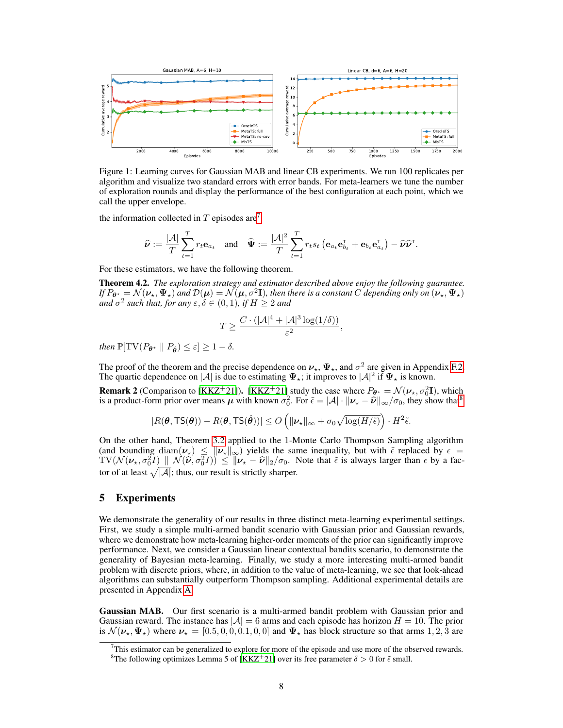Figure 1: Learning curves for Gaussian MAB and linear CB experiments. We run 100 replicates per algorithm and visualize two standard errors with error bands. For meta-learners we tune the number of exploration rounds and display the performance of the best configuration at each point, which we call the upper envelope.

the information collected in $T$ episodes are[7]

$$\widehat{\boldsymbol{\nu}} := \frac{|\mathcal{A}|}{T} \sum_{t=1}^{T} r_t \mathbf{e}_{a_t} \quad \text{and} \quad \widehat{\boldsymbol{\Psi}} := \frac{|\mathcal{A}|^2}{T} \sum_{t=1}^{T} r_t s_t \left( \mathbf{e}_{a_t} \mathbf{e}_{b_t}^\intercal + \mathbf{e}_{b_t} \mathbf{e}_{a_t}^\intercal \right) - \widehat{\boldsymbol{\nu}} \widehat{\boldsymbol{\nu}}^\intercal.$$

For these estimators, we have the following theorem.

**Theorem 4.2.** *The exploration strategy and estimator described above enjoy the following guarantee. If $P_{\boldsymbol{\theta}^\star} = \mathcal{N}(\boldsymbol{\nu}_\star, \boldsymbol{\Psi}_\star)$ and $\mathcal{D}(\boldsymbol{\mu}) = \mathcal{N}(\boldsymbol{\mu}, \sigma^2 \mathbf{I})$, then there is a constant $C$ depending only on $(\boldsymbol{\nu}_\star, \boldsymbol{\Psi}_\star)$ and $\sigma^2$ such that, for any $\varepsilon, \delta \in (0, 1)$, if $H \geq 2$ and*

$$T \geq \frac{C \cdot (|\mathcal{A}|^4 + |\mathcal{A}|^3 \log(1/\delta))}{\varepsilon^2},$$

*then $\mathbb{P}[\mathrm{TV}(P_{\boldsymbol{\theta}^\star} \parallel P_{\hat{\boldsymbol{\theta}}}) \leq \varepsilon] \geq 1 - \delta$.*

The proof of the theorem and the precise dependence on $\boldsymbol{\nu}_\star$, $\boldsymbol{\Psi}_\star$, and $\sigma^2$ are given in Appendix F.2. The quartic dependence on $|\mathcal{A}|$ is due to estimating $\boldsymbol{\Psi}_\star$; it improves to $|\mathcal{A}|^2$ if $\boldsymbol{\Psi}_\star$ is known.

**Remark 2** (Comparison to [KKZ+21])**.** [KKZ+21] study the case where $P_{\boldsymbol{\theta}^\star} = \mathcal{N}(\boldsymbol{\nu}_\star, \sigma_0^2 \mathbf{I})$, which is a product-form prior over means $\boldsymbol{\mu}$ with known $\sigma_0^2$. For $\tilde{\epsilon} = |\mathcal{A}| \cdot \|\boldsymbol{\nu}_\star - \widehat{\boldsymbol{\nu}}\|_\infty / \sigma_0$, they show that[8]

$$|R(\boldsymbol{\theta}, \mathsf{TS}(\boldsymbol{\theta})) - R(\boldsymbol{\theta}, \mathsf{TS}(\hat{\boldsymbol{\theta}}))| \leq O\left( \|\boldsymbol{\nu}_\star\|_\infty + \sigma_0 \sqrt{\log(H/\tilde{\epsilon})} \right) \cdot H^2 \tilde{\epsilon}.$$

On the other hand, Theorem 3.2 applied to the 1-Monte Carlo Thompson Sampling algorithm (and bounding $\mathrm{diam}(\boldsymbol{\nu}_\star) \leq \|\boldsymbol{\nu}_\star\|_\infty$) yields the same inequality, but with $\tilde{\epsilon}$ replaced by $\epsilon = \mathrm{TV}(\mathcal{N}(\boldsymbol{\nu}_\star, \sigma_0^2 I) \parallel \mathcal{N}(\widehat{\boldsymbol{\nu}}, \sigma_0^2 I)) \leq \|\boldsymbol{\nu}_\star - \widehat{\boldsymbol{\nu}}\|_2 / \sigma_0$. Note that $\tilde{\epsilon}$ is always larger than $\epsilon$ by a factor of at least $\sqrt{|\mathcal{A}|}$; thus, our result is strictly sharper.

## 5 Experiments

We demonstrate the generality of our results in three distinct meta-learning experimental settings. First, we study a simple multi-armed bandit scenario with Gaussian prior and Gaussian rewards, where we demonstrate how meta-learning higher-order moments of the prior can significantly improve performance. Next, we consider a Gaussian linear contextual bandits scenario, to demonstrate the generality of Bayesian meta-learning. Finally, we study a more interesting multi-armed bandit problem with discrete priors, where, in addition to the value of meta-learning, we see that look-ahead algorithms can substantially outperform Thompson sampling. Additional experimental details are presented in Appendix A.

**Gaussian MAB.** Our first scenario is a multi-armed bandit problem with Gaussian prior and Gaussian reward. The instance has $|\mathcal{A}| = 6$ arms and each episode has horizon $H = 10$. The prior is $\mathcal{N}(\boldsymbol{\nu}_\star, \boldsymbol{\Psi}_\star)$ where $\boldsymbol{\nu}_\star = [0.5, 0, 0, 0.1, 0, 0]$ and $\boldsymbol{\Psi}_\star$ has block structure so that arms 1, 2, 3 are

---

[7] This estimator can be generalized to explore for more of the episode and use more of the observed rewards.

[8] The following optimizes Lemma 5 of [KKZ+21] over its free parameter $\delta > 0$ for $\tilde{\epsilon}$ small.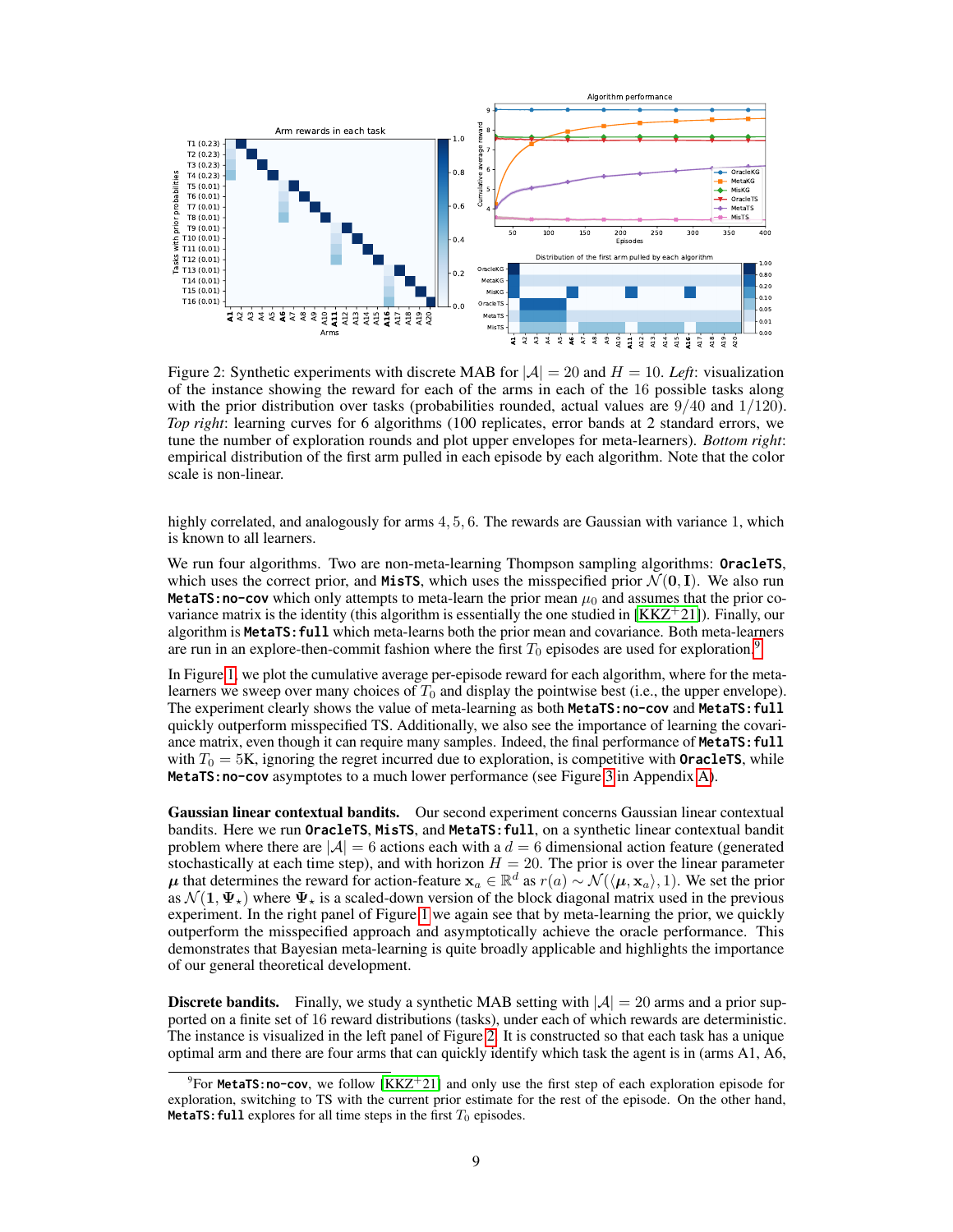Figure 2: Synthetic experiments with discrete MAB for $|\mathcal{A}| = 20$ and $H = 10$. *Left*: visualization of the instance showing the reward for each of the arms in each of the 16 possible tasks along with the prior distribution over tasks (probabilities rounded, actual values are 9/40 and 1/120). *Top right*: learning curves for 6 algorithms (100 replicates, error bands at 2 standard errors, we tune the number of exploration rounds and plot upper envelopes for meta-learners). *Bottom right*: empirical distribution of the first arm pulled in each episode by each algorithm. Note that the color scale is non-linear.

highly correlated, and analogously for arms 4, 5, 6. The rewards are Gaussian with variance 1, which is known to all learners.

We run four algorithms. Two are non-meta-learning Thompson sampling algorithms: **OracleTS**, which uses the correct prior, and **MisTS**, which uses the misspecified prior $\mathcal{N}(\mathbf{0}, \mathbf{I})$. We also run **MetaTS:no-cov** which only attempts to meta-learn the prior mean $\mu_0$ and assumes that the prior covariance matrix is the identity (this algorithm is essentially the one studied in [KKZ+21]). Finally, our algorithm is **MetaTS:full** which meta-learns both the prior mean and covariance. Both meta-learners are run in an explore-then-commit fashion where the first $T_0$ episodes are used for exploration.[9]

In Figure 1, we plot the cumulative average per-episode reward for each algorithm, where for the meta-learners we sweep over many choices of $T_0$ and display the pointwise best (i.e., the upper envelope). The experiment clearly shows the value of meta-learning as both **MetaTS:no-cov** and **MetaTS:full** quickly outperform misspecified TS. Additionally, we also see the importance of learning the covariance matrix, even though it can require many samples. Indeed, the final performance of **MetaTS:full** with $T_0 = 5$K, ignoring the regret incurred due to exploration, is competitive with **OracleTS**, while **MetaTS:no-cov** asymptotes to a much lower performance (see Figure 3 in Appendix A).

**Gaussian linear contextual bandits.** Our second experiment concerns Gaussian linear contextual bandits. Here we run **OracleTS**, **MisTS**, and **MetaTS:full**, on a synthetic linear contextual bandit problem where there are $|\mathcal{A}| = 6$ actions each with a $d = 6$ dimensional action feature (generated stochastically at each time step), and with horizon $H = 20$. The prior is over the linear parameter $\boldsymbol{\mu}$ that determines the reward for action-feature $\mathbf{x}_a \in \mathbb{R}^d$ as $r(a) \sim \mathcal{N}(\langle \boldsymbol{\mu}, \mathbf{x}_a \rangle, 1)$. We set the prior as $\mathcal{N}(\mathbf{1}, \boldsymbol{\Psi}_\star)$ where $\boldsymbol{\Psi}_\star$ is a scaled-down version of the block diagonal matrix used in the previous experiment. In the right panel of Figure 1 we again see that by meta-learning the prior, we quickly outperform the misspecified approach and asymptotically achieve the oracle performance. This demonstrates that Bayesian meta-learning is quite broadly applicable and highlights the importance of our general theoretical development.

**Discrete bandits.** Finally, we study a synthetic MAB setting with $|\mathcal{A}| = 20$ arms and a prior supported on a finite set of 16 reward distributions (tasks), under each of which rewards are deterministic. The instance is visualized in the left panel of Figure 2. It is constructed so that each task has a unique optimal arm and there are four arms that can quickly identify which task the agent is in (arms A1, A6,

[9] For **MetaTS:no-cov**, we follow [KKZ+21] and only use the first step of each exploration episode for exploration, switching to TS with the current prior estimate for the rest of the episode. On the other hand, **MetaTS:full** explores for all time steps in the first $T_0$ episodes.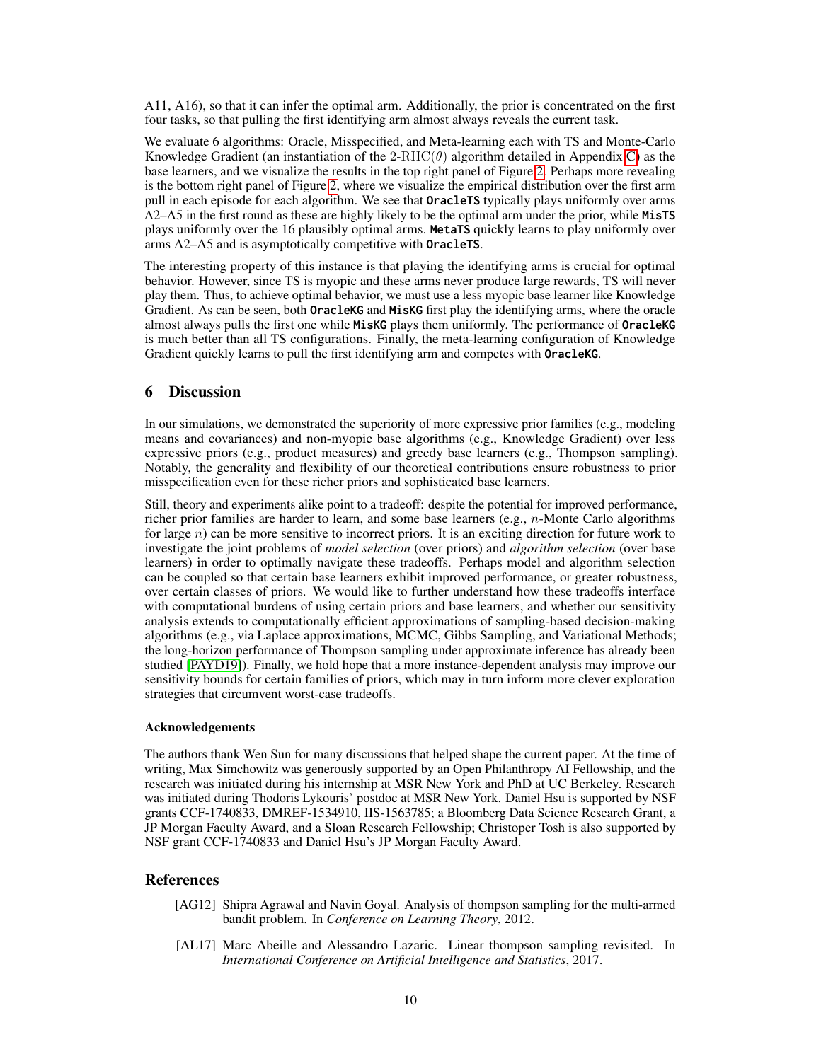A11, A16), so that it can infer the optimal arm. Additionally, the prior is concentrated on the first four tasks, so that pulling the first identifying arm almost always reveals the current task.

We evaluate 6 algorithms: Oracle, Misspecified, and Meta-learning each with TS and Monte-Carlo Knowledge Gradient (an instantiation of the $2\text{-RHC}(\theta)$ algorithm detailed in Appendix C) as the base learners, and we visualize the results in the top right panel of Figure 2. Perhaps more revealing is the bottom right panel of Figure 2, where we visualize the empirical distribution over the first arm pull in each episode for each algorithm. We see that `OracleTS` typically plays uniformly over arms A2–A5 in the first round as these are highly likely to be the optimal arm under the prior, while `MisTS` plays uniformly over the 16 plausibly optimal arms. `MetaTS` quickly learns to play uniformly over arms A2–A5 and is asymptotically competitive with `OracleTS`.

The interesting property of this instance is that playing the identifying arms is crucial for optimal behavior. However, since TS is myopic and these arms never produce large rewards, TS will never play them. Thus, to achieve optimal behavior, we must use a less myopic base learner like Knowledge Gradient. As can be seen, both `OracleKG` and `MisKG` first play the identifying arms, where the oracle almost always pulls the first one while `MisKG` plays them uniformly. The performance of `OracleKG` is much better than all TS configurations. Finally, the meta-learning configuration of Knowledge Gradient quickly learns to pull the first identifying arm and competes with `OracleKG`.

## 6 Discussion

In our simulations, we demonstrated the superiority of more expressive prior families (e.g., modeling means and covariances) and non-myopic base algorithms (e.g., Knowledge Gradient) over less expressive priors (e.g., product measures) and greedy base learners (e.g., Thompson sampling). Notably, the generality and flexibility of our theoretical contributions ensure robustness to prior misspecification even for these richer priors and sophisticated base learners.

Still, theory and experiments alike point to a tradeoff: despite the potential for improved performance, richer prior families are harder to learn, and some base learners (e.g., $n$-Monte Carlo algorithms for large $n$) can be more sensitive to incorrect priors. It is an exciting direction for future work to investigate the joint problems of *model selection* (over priors) and *algorithm selection* (over base learners) in order to optimally navigate these tradeoffs. Perhaps model and algorithm selection can be coupled so that certain base learners exhibit improved performance, or greater robustness, over certain classes of priors. We would like to further understand how these tradeoffs interface with computational burdens of using certain priors and base learners, and whether our sensitivity analysis extends to computationally efficient approximations of sampling-based decision-making algorithms (e.g., via Laplace approximations, MCMC, Gibbs Sampling, and Variational Methods; the long-horizon performance of Thompson sampling under approximate inference has already been studied [PAYD19]). Finally, we hold hope that a more instance-dependent analysis may improve our sensitivity bounds for certain families of priors, which may in turn inform more clever exploration strategies that circumvent worst-case tradeoffs.

#### Acknowledgements

The authors thank Wen Sun for many discussions that helped shape the current paper. At the time of writing, Max Simchowitz was generously supported by an Open Philanthropy AI Fellowship, and the research was initiated during his internship at MSR New York and PhD at UC Berkeley. Research was initiated during Thodoris Lykouris' postdoc at MSR New York. Daniel Hsu is supported by NSF grants CCF-1740833, DMREF-1534910, IIS-1563785; a Bloomberg Data Science Research Grant, a JP Morgan Faculty Award, and a Sloan Research Fellowship; Christoper Tosh is also supported by NSF grant CCF-1740833 and Daniel Hsu's JP Morgan Faculty Award.

## References

[AG12] Shipra Agrawal and Navin Goyal. Analysis of thompson sampling for the multi-armed bandit problem. In *Conference on Learning Theory*, 2012.

[AL17] Marc Abeille and Alessandro Lazaric. Linear thompson sampling revisited. In *International Conference on Artificial Intelligence and Statistics*, 2017.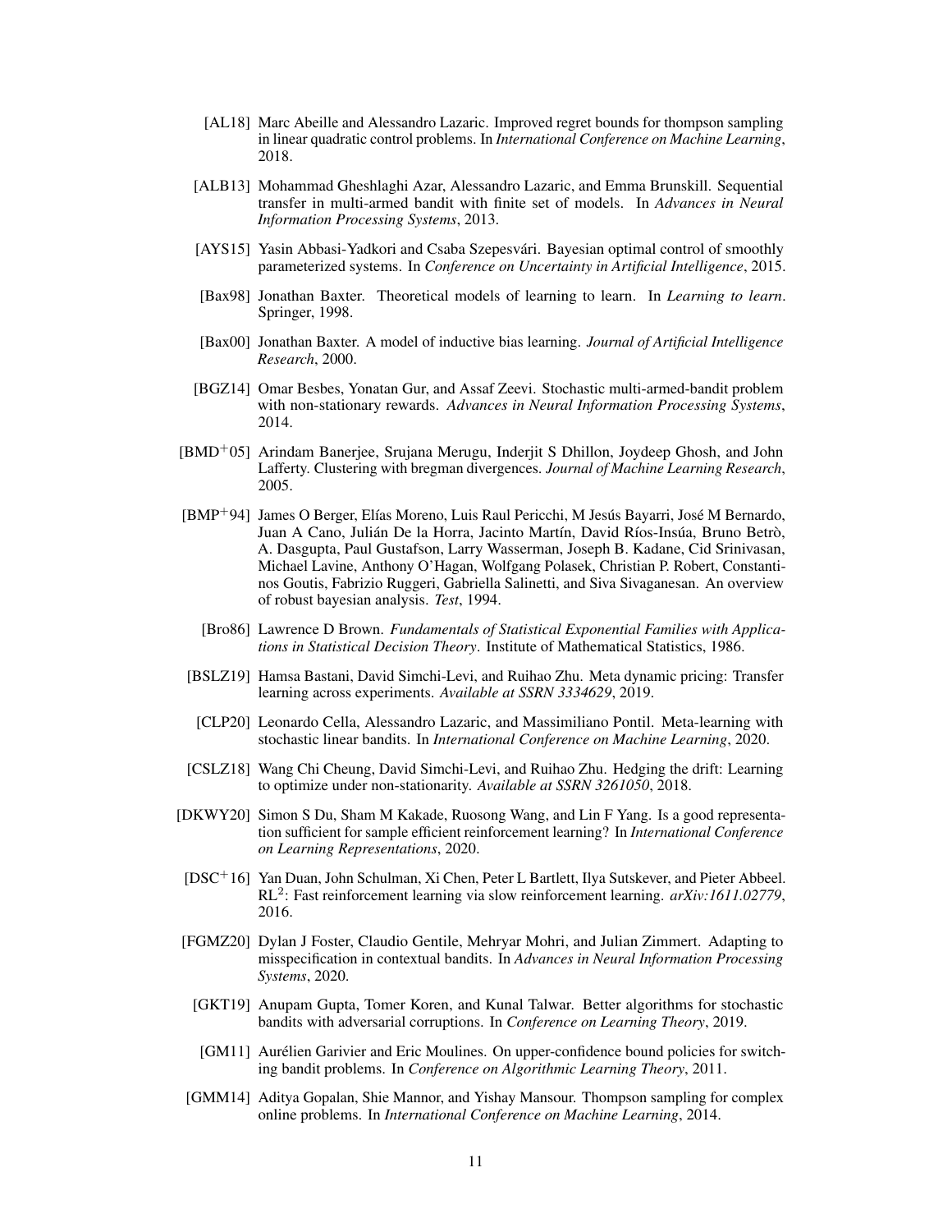[AL18] Marc Abeille and Alessandro Lazaric. Improved regret bounds for thompson sampling in linear quadratic control problems. In *International Conference on Machine Learning*, 2018.

[ALB13] Mohammad Gheshlaghi Azar, Alessandro Lazaric, and Emma Brunskill. Sequential transfer in multi-armed bandit with finite set of models. In *Advances in Neural Information Processing Systems*, 2013.

[AYS15] Yasin Abbasi-Yadkori and Csaba Szepesvári. Bayesian optimal control of smoothly parameterized systems. In *Conference on Uncertainty in Artificial Intelligence*, 2015.

[Bax98] Jonathan Baxter. Theoretical models of learning to learn. In *Learning to learn*. Springer, 1998.

[Bax00] Jonathan Baxter. A model of inductive bias learning. *Journal of Artificial Intelligence Research*, 2000.

[BGZ14] Omar Besbes, Yonatan Gur, and Assaf Zeevi. Stochastic multi-armed-bandit problem with non-stationary rewards. *Advances in Neural Information Processing Systems*, 2014.

[BMD+05] Arindam Banerjee, Srujana Merugu, Inderjit S Dhillon, Joydeep Ghosh, and John Lafferty. Clustering with bregman divergences. *Journal of Machine Learning Research*, 2005.

[BMP+94] James O Berger, Elías Moreno, Luis Raul Pericchi, M Jesús Bayarri, José M Bernardo, Juan A Cano, Julián De la Horra, Jacinto Martín, David Ríos-Insúa, Bruno Betrò, A. Dasgupta, Paul Gustafson, Larry Wasserman, Joseph B. Kadane, Cid Srinivasan, Michael Lavine, Anthony O'Hagan, Wolfgang Polasek, Christian P. Robert, Constantinos Goutis, Fabrizio Ruggeri, Gabriella Salinetti, and Siva Sivaganesan. An overview of robust bayesian analysis. *Test*, 1994.

[Bro86] Lawrence D Brown. *Fundamentals of Statistical Exponential Families with Applications in Statistical Decision Theory*. Institute of Mathematical Statistics, 1986.

[BSLZ19] Hamsa Bastani, David Simchi-Levi, and Ruihao Zhu. Meta dynamic pricing: Transfer learning across experiments. *Available at SSRN 3334629*, 2019.

[CLP20] Leonardo Cella, Alessandro Lazaric, and Massimiliano Pontil. Meta-learning with stochastic linear bandits. In *International Conference on Machine Learning*, 2020.

[CSLZ18] Wang Chi Cheung, David Simchi-Levi, and Ruihao Zhu. Hedging the drift: Learning to optimize under non-stationarity. *Available at SSRN 3261050*, 2018.

[DKWY20] Simon S Du, Sham M Kakade, Ruosong Wang, and Lin F Yang. Is a good representation sufficient for sample efficient reinforcement learning? In *International Conference on Learning Representations*, 2020.

[DSC+16] Yan Duan, John Schulman, Xi Chen, Peter L Bartlett, Ilya Sutskever, and Pieter Abbeel. $\text{RL}^2$: Fast reinforcement learning via slow reinforcement learning. *arXiv:1611.02779*, 2016.

[FGMZ20] Dylan J Foster, Claudio Gentile, Mehryar Mohri, and Julian Zimmert. Adapting to misspecification in contextual bandits. In *Advances in Neural Information Processing Systems*, 2020.

[GKT19] Anupam Gupta, Tomer Koren, and Kunal Talwar. Better algorithms for stochastic bandits with adversarial corruptions. In *Conference on Learning Theory*, 2019.

[GM11] Aurélien Garivier and Eric Moulines. On upper-confidence bound policies for switching bandit problems. In *Conference on Algorithmic Learning Theory*, 2011.

[GMM14] Aditya Gopalan, Shie Mannor, and Yishay Mansour. Thompson sampling for complex online problems. In *International Conference on Machine Learning*, 2014.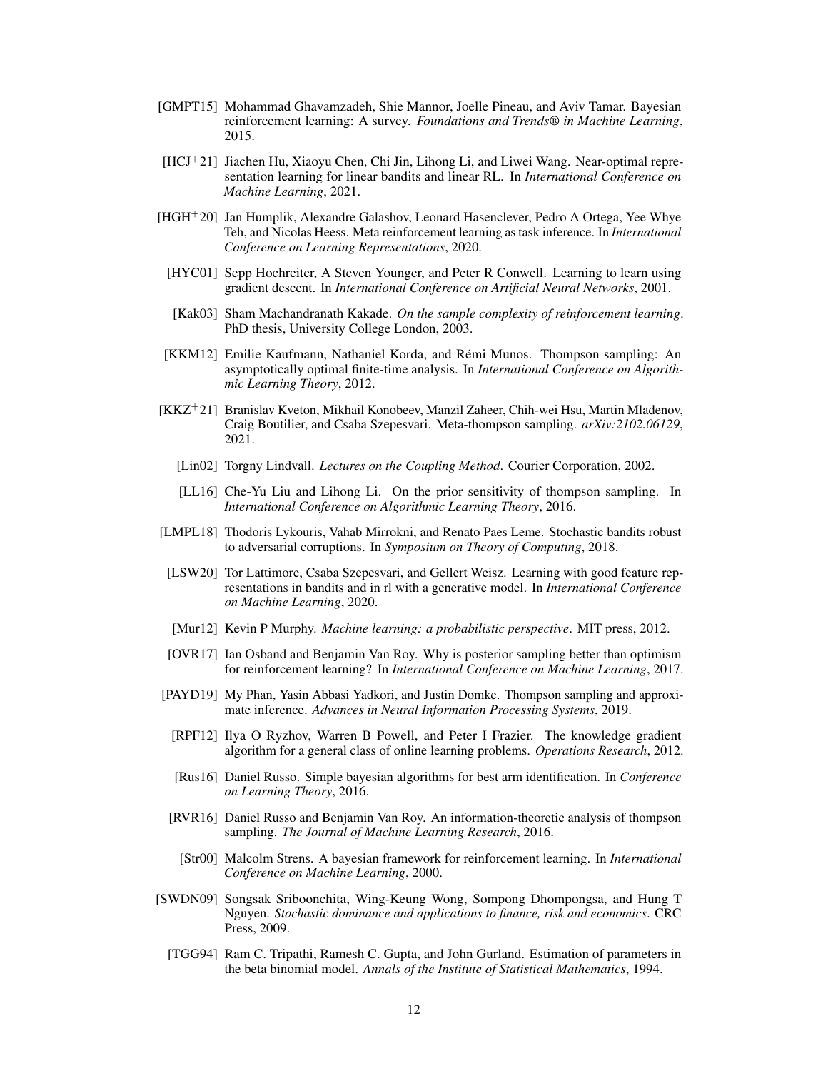[GMPT15] Mohammad Ghavamzadeh, Shie Mannor, Joelle Pineau, and Aviv Tamar. Bayesian reinforcement learning: A survey. *Foundations and Trends® in Machine Learning*, 2015.

[HCJ+21] Jiachen Hu, Xiaoyu Chen, Chi Jin, Lihong Li, and Liwei Wang. Near-optimal representation learning for linear bandits and linear RL. In *International Conference on Machine Learning*, 2021.

[HGH+20] Jan Humplik, Alexandre Galashov, Leonard Hasenclever, Pedro A Ortega, Yee Whye Teh, and Nicolas Heess. Meta reinforcement learning as task inference. In *International Conference on Learning Representations*, 2020.

[HYC01] Sepp Hochreiter, A Steven Younger, and Peter R Conwell. Learning to learn using gradient descent. In *International Conference on Artificial Neural Networks*, 2001.

[Kak03] Sham Machandranath Kakade. *On the sample complexity of reinforcement learning*. PhD thesis, University College London, 2003.

[KKM12] Emilie Kaufmann, Nathaniel Korda, and Rémi Munos. Thompson sampling: An asymptotically optimal finite-time analysis. In *International Conference on Algorithmic Learning Theory*, 2012.

[KKZ+21] Branislav Kveton, Mikhail Konobeev, Manzil Zaheer, Chih-wei Hsu, Martin Mladenov, Craig Boutilier, and Csaba Szepesvari. Meta-thompson sampling. *arXiv:2102.06129*, 2021.

[Lin02] Torgny Lindvall. *Lectures on the Coupling Method*. Courier Corporation, 2002.

[LL16] Che-Yu Liu and Lihong Li. On the prior sensitivity of thompson sampling. In *International Conference on Algorithmic Learning Theory*, 2016.

[LMPL18] Thodoris Lykouris, Vahab Mirrokni, and Renato Paes Leme. Stochastic bandits robust to adversarial corruptions. In *Symposium on Theory of Computing*, 2018.

[LSW20] Tor Lattimore, Csaba Szepesvari, and Gellert Weisz. Learning with good feature representations in bandits and in rl with a generative model. In *International Conference on Machine Learning*, 2020.

[Mur12] Kevin P Murphy. *Machine learning: a probabilistic perspective*. MIT press, 2012.

[OVR17] Ian Osband and Benjamin Van Roy. Why is posterior sampling better than optimism for reinforcement learning? In *International Conference on Machine Learning*, 2017.

[PAYD19] My Phan, Yasin Abbasi Yadkori, and Justin Domke. Thompson sampling and approximate inference. *Advances in Neural Information Processing Systems*, 2019.

[RPF12] Ilya O Ryzhov, Warren B Powell, and Peter I Frazier. The knowledge gradient algorithm for a general class of online learning problems. *Operations Research*, 2012.

[Rus16] Daniel Russo. Simple bayesian algorithms for best arm identification. In *Conference on Learning Theory*, 2016.

[RVR16] Daniel Russo and Benjamin Van Roy. An information-theoretic analysis of thompson sampling. *The Journal of Machine Learning Research*, 2016.

[Str00] Malcolm Strens. A bayesian framework for reinforcement learning. In *International Conference on Machine Learning*, 2000.

[SWDN09] Songsak Sriboonchita, Wing-Keung Wong, Sompong Dhompongsa, and Hung T Nguyen. *Stochastic dominance and applications to finance, risk and economics*. CRC Press, 2009.

[TGG94] Ram C. Tripathi, Ramesh C. Gupta, and John Gurland. Estimation of parameters in the beta binomial model. *Annals of the Institute of Statistical Mathematics*, 1994.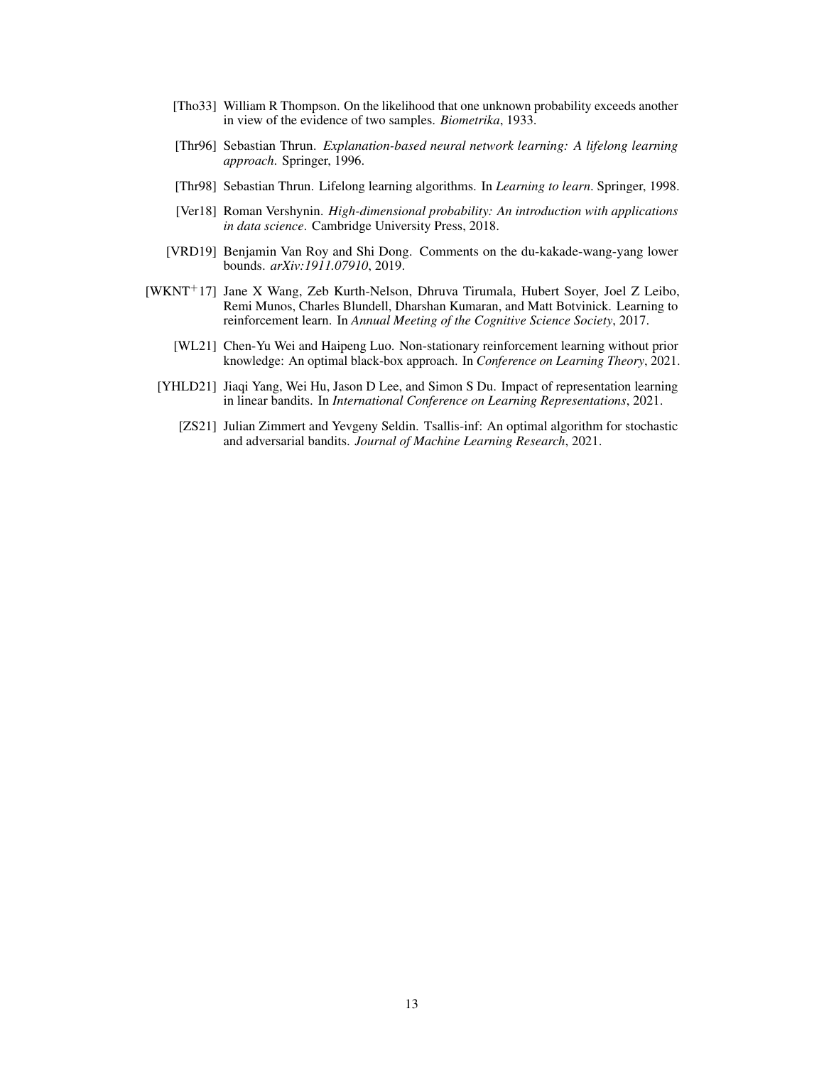[Tho33] William R Thompson. On the likelihood that one unknown probability exceeds another in view of the evidence of two samples. *Biometrika*, 1933.

[Thr96] Sebastian Thrun. *Explanation-based neural network learning: A lifelong learning approach*. Springer, 1996.

[Thr98] Sebastian Thrun. Lifelong learning algorithms. In *Learning to learn*. Springer, 1998.

[Ver18] Roman Vershynin. *High-dimensional probability: An introduction with applications in data science*. Cambridge University Press, 2018.

[VRD19] Benjamin Van Roy and Shi Dong. Comments on the du-kakade-wang-yang lower bounds. *arXiv:1911.07910*, 2019.

[WKNT$^{+}$17] Jane X Wang, Zeb Kurth-Nelson, Dhruva Tirumala, Hubert Soyer, Joel Z Leibo, Remi Munos, Charles Blundell, Dharshan Kumaran, and Matt Botvinick. Learning to reinforcement learn. In *Annual Meeting of the Cognitive Science Society*, 2017.

[WL21] Chen-Yu Wei and Haipeng Luo. Non-stationary reinforcement learning without prior knowledge: An optimal black-box approach. In *Conference on Learning Theory*, 2021.

[YHLD21] Jiaqi Yang, Wei Hu, Jason D Lee, and Simon S Du. Impact of representation learning in linear bandits. In *International Conference on Learning Representations*, 2021.

[ZS21] Julian Zimmert and Yevgeny Seldin. Tsallis-inf: An optimal algorithm for stochastic and adversarial bandits. *Journal of Machine Learning Research*, 2021.